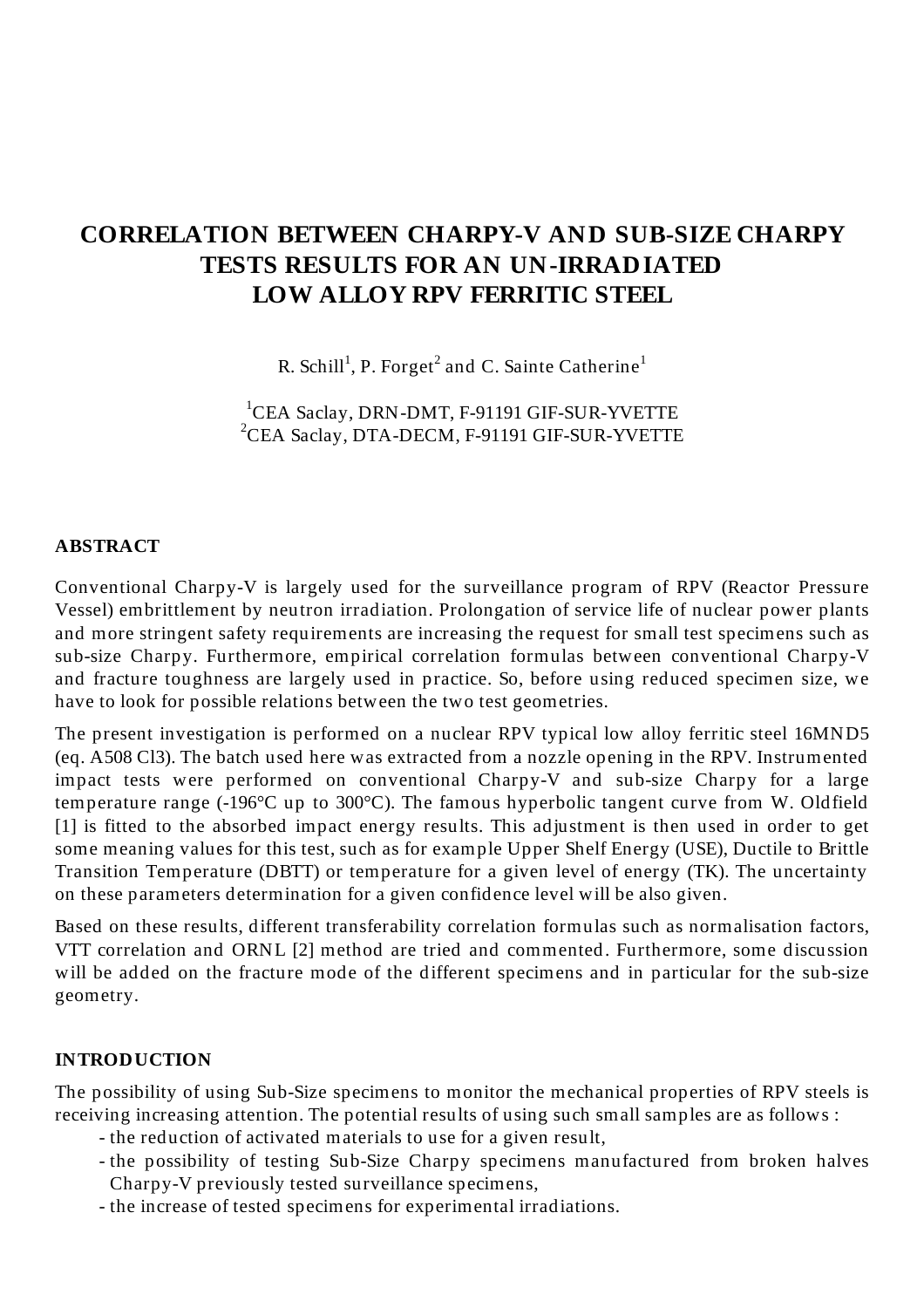# CORRELATION BETWEEN CHARPY-V AND SUB-SIZE CHARPY TESTS RESULTS FOR AN UN-IRRADIATED LOW ALLOY RPV FERRITIC STEEL

R. Schill[1], P. Forget[2] and C. Sainte Catherine[1]

[1]CEA Saclay, DRN-DMT, F-91191 GIF-SUR-YVETTE
[2]CEA Saclay, DTA-DECM, F-91191 GIF-SUR-YVETTE

## ABSTRACT

Conventional Charpy-V is largely used for the surveillance program of RPV (Reactor Pressure Vessel) embrittlement by neutron irradiation. Prolongation of service life of nuclear power plants and more stringent safety requirements are increasing the request for small test specimens such as sub-size Charpy. Furthermore, empirical correlation formulas between conventional Charpy-V and fracture toughness are largely used in practice. So, before using reduced specimen size, we have to look for possible relations between the two test geometries.

The present investigation is performed on a nuclear RPV typical low alloy ferritic steel 16MND5 (eq. A508 Cl3). The batch used here was extracted from a nozzle opening in the RPV. Instrumented impact tests were performed on conventional Charpy-V and sub-size Charpy for a large temperature range (-196°C up to 300°C). The famous hyperbolic tangent curve from W. Oldfield [1] is fitted to the absorbed impact energy results. This adjustment is then used in order to get some meaning values for this test, such as for example Upper Shelf Energy (USE), Ductile to Brittle Transition Temperature (DBTT) or temperature for a given level of energy (TK). The uncertainty on these parameters determination for a given confidence level will be also given.

Based on these results, different transferability correlation formulas such as normalisation factors, VTT correlation and ORNL [2] method are tried and commented. Furthermore, some discussion will be added on the fracture mode of the different specimens and in particular for the sub-size geometry.

## INTRODUCTION

The possibility of using Sub-Size specimens to monitor the mechanical properties of RPV steels is receiving increasing attention. The potential results of using such small samples are as follows :

- the reduction of activated materials to use for a given result,
- the possibility of testing Sub-Size Charpy specimens manufactured from broken halves Charpy-V previously tested surveillance specimens,
- the increase of tested specimens for experimental irradiations.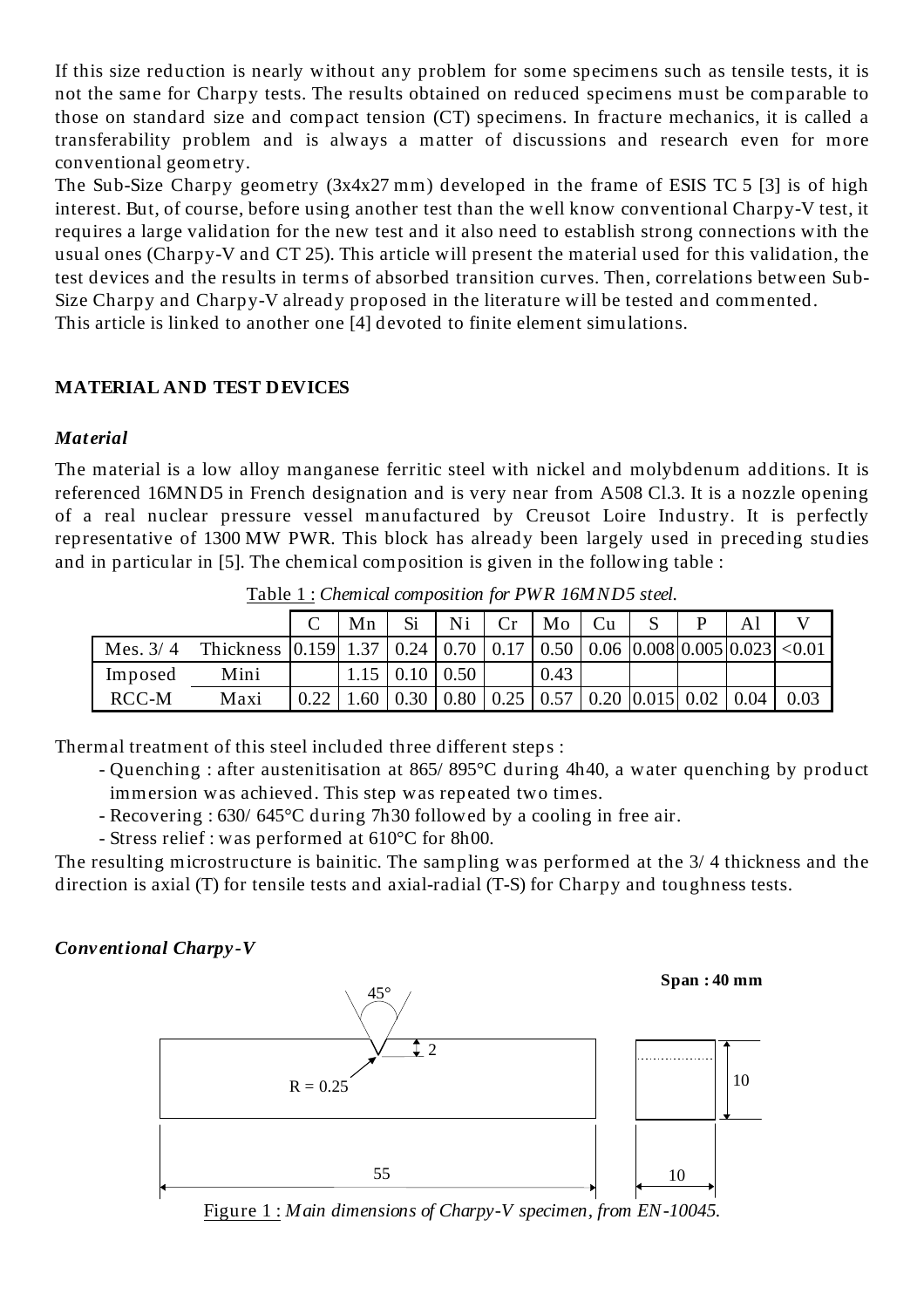If this size reduction is nearly without any problem for some specimens such as tensile tests, it is not the same for Charpy tests. The results obtained on reduced specimens must be comparable to those on standard size and compact tension (CT) specimens. In fracture mechanics, it is called a transferability problem and is always a matter of discussions and research even for more conventional geometry.

The Sub-Size Charpy geometry (3x4x27 mm) developed in the frame of ESIS TC 5 [3] is of high interest. But, of course, before using another test than the well know conventional Charpy-V test, it requires a large validation for the new test and it also need to establish strong connections with the usual ones (Charpy-V and CT 25). This article will present the material used for this validation, the test devices and the results in terms of absorbed transition curves. Then, correlations between Sub-Size Charpy and Charpy-V already proposed in the literature will be tested and commented.

This article is linked to another one [4] devoted to finite element simulations.

## MATERIAL AND TEST DEVICES

### *Material*

The material is a low alloy manganese ferritic steel with nickel and molybdenum additions. It is referenced 16MND5 in French designation and is very near from A508 Cl.3. It is a nozzle opening of a real nuclear pressure vessel manufactured by Creusot Loire Industry. It is perfectly representative of 1300 MW PWR. This block has already been largely used in preceding studies and in particular in [5]. The chemical composition is given in the following table :

Table 1 : *Chemical composition for PWR 16MND5 steel.*

| | | C | Mn | Si | Ni | Cr | Mo | Cu | S | P | Al | V |
|---|---|---|---|---|---|---|---|---|---|---|---|---|
| Mes. 3/4 | Thickness | 0.159 | 1.37 | 0.24 | 0.70 | 0.17 | 0.50 | 0.06 | 0.008 | 0.005 | 0.023 | <0.01 |
| Imposed | Mini | | 1.15 | 0.10 | 0.50 | | 0.43 | | | | | |
| RCC-M | Maxi | 0.22 | 1.60 | 0.30 | 0.80 | 0.25 | 0.57 | 0.20 | 0.015 | 0.02 | 0.04 | 0.03 |

Thermal treatment of this steel included three different steps :

- Quenching : after austenitisation at 865/895°C during 4h40, a water quenching by product immersion was achieved. This step was repeated two times.
- Recovering : 630/645°C during 7h30 followed by a cooling in free air.
- Stress relief : was performed at 610°C for 8h00.

The resulting microstructure is bainitic. The sampling was performed at the 3/4 thickness and the direction is axial (T) for tensile tests and axial-radial (T-S) for Charpy and toughness tests.

### *Conventional Charpy-V*

Figure 1 : *Main dimensions of Charpy-V specimen, from EN-10045.*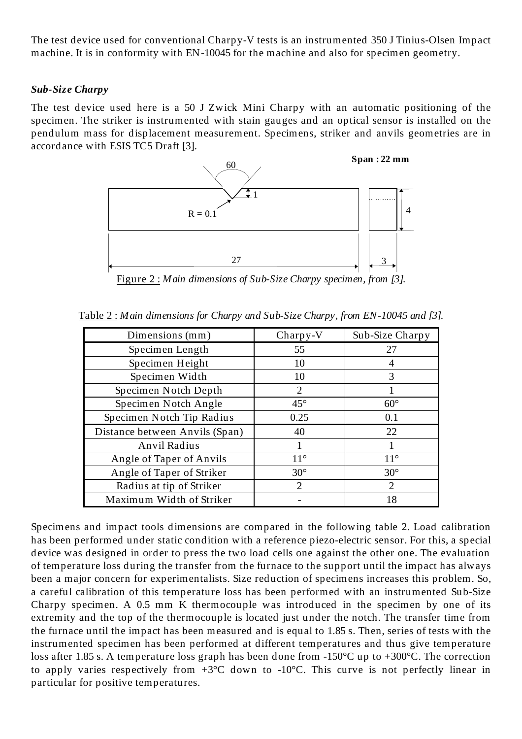The test device used for conventional Charpy-V tests is an instrumented 350 J Tinius-Olsen Impact machine. It is in conformity with EN-10045 for the machine and also for specimen geometry.

### *Sub-Size Charpy*

The test device used here is a 50 J Zwick Mini Charpy with an automatic positioning of the specimen. The striker is instrumented with stain gauges and an optical sensor is installed on the pendulum mass for displacement measurement. Specimens, striker and anvils geometries are in accordance with ESIS TC5 Draft [3].

Figure 2 : *Main dimensions of Sub-Size Charpy specimen, from [3].*

Table 2 : *Main dimensions for Charpy and Sub-Size Charpy, from EN-10045 and [3].*

| Dimensions (mm) | Charpy-V | Sub-Size Charpy |
|---|---|---|
| Specimen Length | 55 | 27 |
| Specimen Height | 10 | 4 |
| Specimen Width | 10 | 3 |
| Specimen Notch Depth | 2 | 1 |
| Specimen Notch Angle | 45° | 60° |
| Specimen Notch Tip Radius | 0.25 | 0.1 |
| Distance between Anvils (Span) | 40 | 22 |
| Anvil Radius | 1 | 1 |
| Angle of Taper of Anvils | 11° | 11° |
| Angle of Taper of Striker | 30° | 30° |
| Radius at tip of Striker | 2 | 2 |
| Maximum Width of Striker | - | 18 |

Specimens and impact tools dimensions are compared in the following table 2. Load calibration has been performed under static condition with a reference piezo-electric sensor. For this, a special device was designed in order to press the two load cells one against the other one. The evaluation of temperature loss during the transfer from the furnace to the support until the impact has always been a major concern for experimentalists. Size reduction of specimens increases this problem. So, a careful calibration of this temperature loss has been performed with an instrumented Sub-Size Charpy specimen. A 0.5 mm K thermocouple was introduced in the specimen by one of its extremity and the top of the thermocouple is located just under the notch. The transfer time from the furnace until the impact has been measured and is equal to 1.85 s. Then, series of tests with the instrumented specimen has been performed at different temperatures and thus give temperature loss after 1.85 s. A temperature loss graph has been done from -150°C up to +300°C. The correction to apply varies respectively from +3°C down to -10°C. This curve is not perfectly linear in particular for positive temperatures.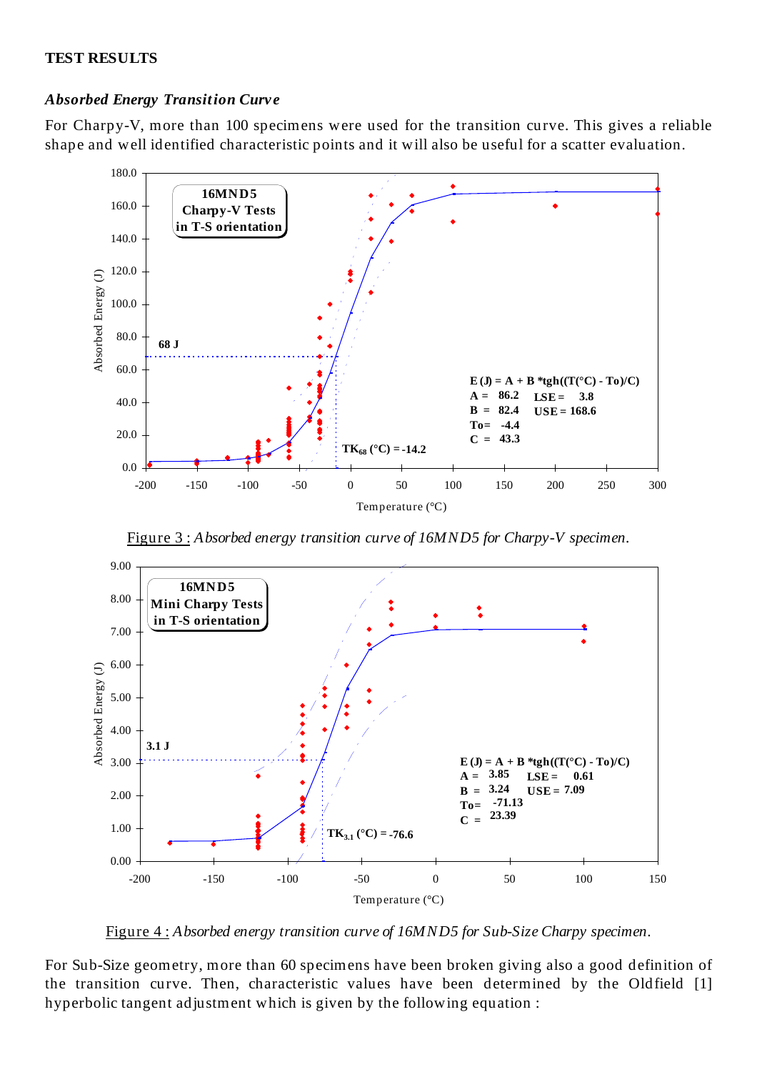## TEST RESULTS

### *Absorbed Energy Transition Curve*

For Charpy-V, more than 100 specimens were used for the transition curve. This gives a reliable shape and well identified characteristic points and it will also be useful for a scatter evaluation.

Figure 3 : *Absorbed energy transition curve of 16MND5 for Charpy-V specimen.*

Figure 4 : *Absorbed energy transition curve of 16MND5 for Sub-Size Charpy specimen.*

For Sub-Size geometry, more than 60 specimens have been broken giving also a good definition of the transition curve. Then, characteristic values have been determined by the Oldfield [1] hyperbolic tangent adjustment which is given by the following equation :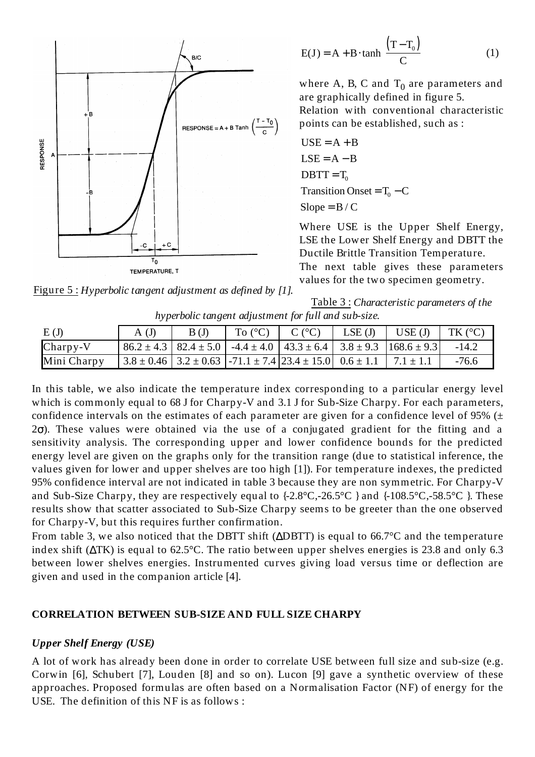$$E(J) = A + B \cdot \tanh \frac{(T - T_0)}{C} \quad (1)$$

where A, B, C and $T_0$ are parameters and are graphically defined in figure 5.
Relation with conventional characteristic points can be established, such as :

$USE = A + B$

$LSE = A - B$

$DBTT = T_0$

$\text{Transition Onset} = T_0 - C$

$\text{Slope} = B / C$

Where USE is the Upper Shelf Energy, LSE the Lower Shelf Energy and DBTT the Ductile Brittle Transition Temperature.
The next table gives these parameters values for the two specimen geometry.

Figure 5 : *Hyperbolic tangent adjustment as defined by [1].*

Table 3 : *Characteristic parameters of the hyperbolic tangent adjustment for full and sub-size.*

| E (J) | A (J) | B (J) | To (°C) | C (°C) | LSE (J) | USE (J) | TK (°C) |
|---|---|---|---|---|---|---|---|
| Charpy-V | 86.2 ± 4.3 | 82.4 ± 5.0 | -4.4 ± 4.0 | 43.3 ± 6.4 | 3.8 ± 9.3 | 168.6 ± 9.3 | -14.2 |
| Mini Charpy | 3.8 ± 0.46 | 3.2 ± 0.63 | -71.1 ± 7.4 | 23.4 ± 15.0 | 0.6 ± 1.1 | 7.1 ± 1.1 | -76.6 |

In this table, we also indicate the temperature index corresponding to a particular energy level which is commonly equal to 68 J for Charpy-V and 3.1 J for Sub-Size Charpy. For each parameters, confidence intervals on the estimates of each parameter are given for a confidence level of 95% (± 2σ). These values were obtained via the use of a conjugated gradient for the fitting and a sensitivity analysis. The corresponding upper and lower confidence bounds for the predicted energy level are given on the graphs only for the transition range (due to statistical inference, the values given for lower and upper shelves are too high [1]). For temperature indexes, the predicted 95% confidence interval are not indicated in table 3 because they are non symmetric. For Charpy-V and Sub-Size Charpy, they are respectively equal to {-2.8°C,-26.5°C } and {-108.5°C,-58.5°C }. These results show that scatter associated to Sub-Size Charpy seems to be greeter than the one observed for Charpy-V, but this requires further confirmation.
From table 3, we also noticed that the DBTT shift (ΔDBTT) is equal to 66.7°C and the temperature index shift (ΔTK) is equal to 62.5°C. The ratio between upper shelves energies is 23.8 and only 6.3 between lower shelves energies. Instrumented curves giving load versus time or deflection are given and used in the companion article [4].

## CORRELATION BETWEEN SUB-SIZE AND FULL SIZE CHARPY

### *Upper Shelf Energy (USE)*

A lot of work has already been done in order to correlate USE between full size and sub-size (e.g. Corwin [6], Schubert [7], Louden [8] and so on). Lucon [9] gave a synthetic overview of these approaches. Proposed formulas are often based on a Normalisation Factor (NF) of energy for the USE. The definition of this NF is as follows :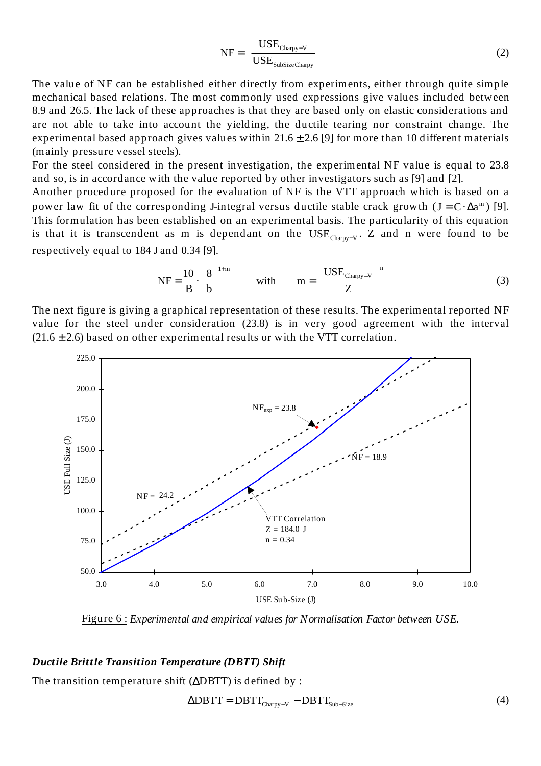$$NF = \frac{USE_{Charpy-V}}{USE_{SubSize\,Charpy}} \tag{2}$$

The value of NF can be established either directly from experiments, either through quite simple mechanical based relations. The most commonly used expressions give values included between 8.9 and 26.5. The lack of these approaches is that they are based only on elastic considerations and are not able to take into account the yielding, the ductile tearing nor constraint change. The experimental based approach gives values within 21.6 ± 2.6 [9] for more than 10 different materials (mainly pressure vessel steels).

For the steel considered in the present investigation, the experimental NF value is equal to 23.8 and so, is in accordance with the value reported by other investigators such as [9] and [2].

Another procedure proposed for the evaluation of NF is the VTT approach which is based on a power law fit of the corresponding J-integral versus ductile stable crack growth ($J = C \cdot \Delta a^m$) [9]. This formulation has been established on an experimental basis. The particularity of this equation is that it is transcendent as m is dependant on the $USE_{Charpy-V}$. Z and n were found to be respectively equal to 184 J and 0.34 [9].

$$NF = \frac{10}{B} \cdot \left(\frac{8}{b}\right)^{1+m} \qquad \text{with} \qquad m = \left(\frac{USE_{Charpy-V}}{Z}\right)^{n} \tag{3}$$

The next figure is giving a graphical representation of these results. The experimental reported NF value for the steel under consideration (23.8) is in very good agreement with the interval (21.6 ± 2.6) based on other experimental results or with the VTT correlation.

Figure 6 : *Experimental and empirical values for Normalisation Factor between USE.*

### *Ductile Brittle Transition Temperature (DBTT) Shift*

The transition temperature shift ($\Delta$DBTT) is defined by :

$$\Delta DBTT = DBTT_{Charpy-V} - DBTT_{Sub-Size} \tag{4}$$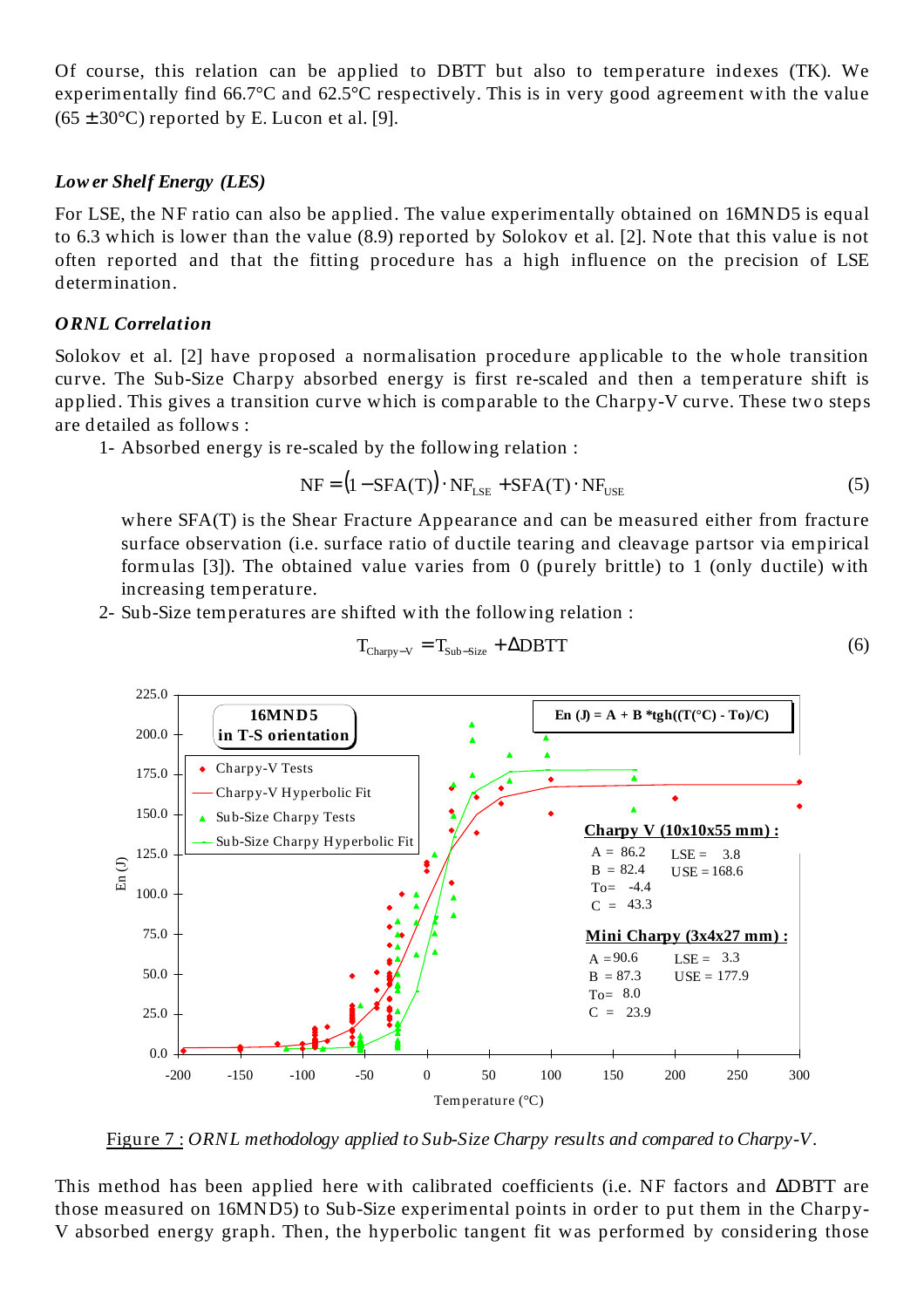Of course, this relation can be applied to DBTT but also to temperature indexes (TK). We experimentally find 66.7°C and 62.5°C respectively. This is in very good agreement with the value (65 ± 30°C) reported by E. Lucon et al. [9].

### *Lower Shelf Energy (LES)*

For LSE, the NF ratio can also be applied. The value experimentally obtained on 16MND5 is equal to 6.3 which is lower than the value (8.9) reported by Solokov et al. [2]. Note that this value is not often reported and that the fitting procedure has a high influence on the precision of LSE determination.

### *ORNL Correlation*

Solokov et al. [2] have proposed a normalisation procedure applicable to the whole transition curve. The Sub-Size Charpy absorbed energy is first re-scaled and then a temperature shift is applied. This gives a transition curve which is comparable to the Charpy-V curve. These two steps are detailed as follows :

1- Absorbed energy is re-scaled by the following relation :

$$\mathrm{NF} = \left(1 - \mathrm{SFA(T)}\right) \cdot \mathrm{NF_{LSE}} + \mathrm{SFA(T)} \cdot \mathrm{NF_{USE}} \qquad (5)$$

where SFA(T) is the Shear Fracture Appearance and can be measured either from fracture surface observation (i.e. surface ratio of ductile tearing and cleavage partsor via empirical formulas [3]). The obtained value varies from 0 (purely brittle) to 1 (only ductile) with increasing temperature.

2- Sub-Size temperatures are shifted with the following relation :

$$\mathrm{T_{Charpy-V}} = \mathrm{T_{Sub-Size}} + \Delta\mathrm{DBTT} \qquad (6)$$

Figure 7 : *ORNL methodology applied to Sub-Size Charpy results and compared to Charpy-V.*

This method has been applied here with calibrated coefficients (i.e. NF factors and ΔDBTT are those measured on 16MND5) to Sub-Size experimental points in order to put them in the Charpy-V absorbed energy graph. Then, the hyperbolic tangent fit was performed by considering those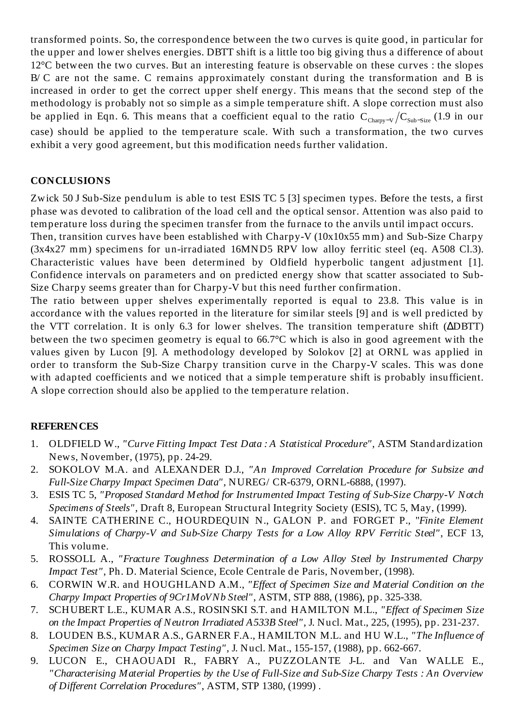transformed points. So, the correspondence between the two curves is quite good, in particular for the upper and lower shelves energies. DBTT shift is a little too big giving thus a difference of about 12°C between the two curves. But an interesting feature is observable on these curves : the slopes B/ C are not the same. C remains approximately constant during the transformation and B is increased in order to get the correct upper shelf energy. This means that the second step of the methodology is probably not so simple as a simple temperature shift. A slope correction must also be applied in Eqn. 6. This means that a coefficient equal to the ratio $C_{Charpy-V}/C_{Sub-Size}$ (1.9 in our case) should be applied to the temperature scale. With such a transformation, the two curves exhibit a very good agreement, but this modification needs further validation.

## CONCLUSIONS

Zwick 50 J Sub-Size pendulum is able to test ESIS TC 5 [3] specimen types. Before the tests, a first phase was devoted to calibration of the load cell and the optical sensor. Attention was also paid to temperature loss during the specimen transfer from the furnace to the anvils until impact occurs.

Then, transition curves have been established with Charpy-V (10x10x55 mm) and Sub-Size Charpy (3x4x27 mm) specimens for un-irradiated 16MND5 RPV low alloy ferritic steel (eq. A508 Cl.3). Characteristic values have been determined by Oldfield hyperbolic tangent adjustment [1]. Confidence intervals on parameters and on predicted energy show that scatter associated to Sub-Size Charpy seems greater than for Charpy-V but this need further confirmation.

The ratio between upper shelves experimentally reported is equal to 23.8. This value is in accordance with the values reported in the literature for similar steels [9] and is well predicted by the VTT correlation. It is only 6.3 for lower shelves. The transition temperature shift (ΔDBTT) between the two specimen geometry is equal to 66.7°C which is also in good agreement with the values given by Lucon [9]. A methodology developed by Solokov [2] at ORNL was applied in order to transform the Sub-Size Charpy transition curve in the Charpy-V scales. This was done with adapted coefficients and we noticed that a simple temperature shift is probably insufficient. A slope correction should also be applied to the temperature relation.

## REFERENCES

1. OLDFIELD W., *"Curve Fitting Impact Test Data : A Statistical Procedure"*, ASTM Standardization News, November, (1975), pp. 24-29.
2. SOKOLOV M.A. and ALEXANDER D.J., *"An Improved Correlation Procedure for Subsize and Full-Size Charpy Impact Specimen Data"*, NUREG/ CR-6379, ORNL-6888, (1997).
3. ESIS TC 5, *"Proposed Standard Method for Instrumented Impact Testing of Sub-Size Charpy-V Notch Specimens of Steels"*, Draft 8, European Structural Integrity Society (ESIS), TC 5, May, (1999).
4. SAINTE CATHERINE C., HOURDEQUIN N., GALON P. and FORGET P., *"Finite Element Simulations of Charpy-V and Sub-Size Charpy Tests for a Low Alloy RPV Ferritic Steel"*, ECF 13, This volume.
5. ROSSOLL A., *"Fracture Toughness Determination of a Low Alloy Steel by Instrumented Charpy Impact Test"*, Ph. D. Material Science, Ecole Centrale de Paris, November, (1998).
6. CORWIN W.R. and HOUGHLAND A.M., *"Effect of Specimen Size and Material Condition on the Charpy Impact Properties of 9Cr1MoVNb Steel"*, ASTM, STP 888, (1986), pp. 325-338.
7. SCHUBERT L.E., KUMAR A.S., ROSINSKI S.T. and HAMILTON M.L., *"Effect of Specimen Size on the Impact Properties of Neutron Irradiated A533B Steel"*, J. Nucl. Mat., 225, (1995), pp. 231-237.
8. LOUDEN B.S., KUMAR A.S., GARNER F.A., HAMILTON M.L. and HU W.L., *"The Influence of Specimen Size on Charpy Impact Testing"*, J. Nucl. Mat., 155-157, (1988), pp. 662-667.
9. LUCON E., CHAOUADI R., FABRY A., PUZZOLANTE J-L. and Van WALLE E., *"Characterising Material Properties by the Use of Full-Size and Sub-Size Charpy Tests : An Overview of Different Correlation Procedures"*, ASTM, STP 1380, (1999) .